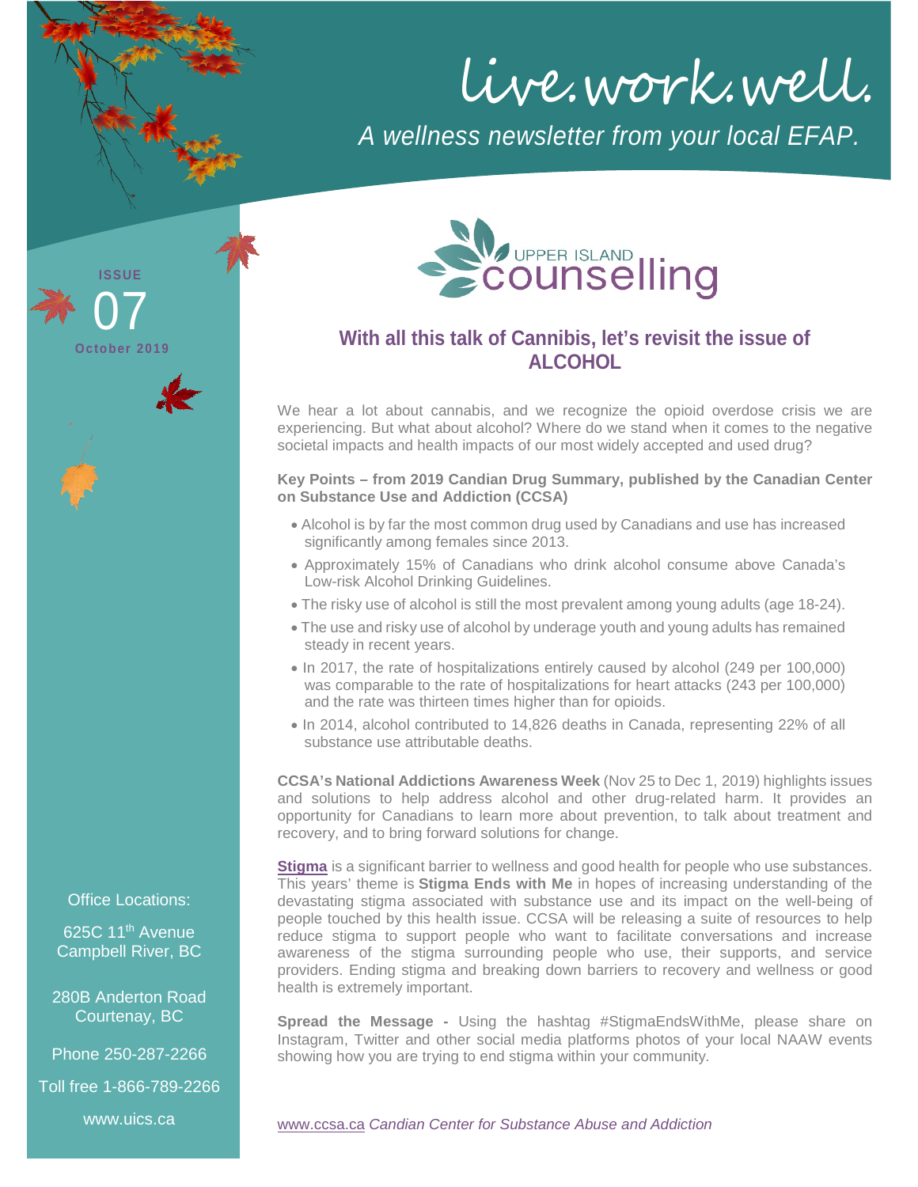# live.work.well.

*A wellness newsletter from your local EFAP.*

ISSUE 07

October 2019

UPPER ISLAND counselling

## With all this talk of Cannibis, let's revisit the issue of ALCOHOL

We hear a lot about cannabis, and we recognize the opioid overdose crisis we are experiencing. But what about alcohol? Where do we stand when it comes to the negative societal impacts and health impacts of our most widely accepted and used drug?

**Key Points – from 2019 Candian Drug Summary, published by the Canadian Center on Substance Use and Addiction (CCSA)**

- Alcohol is by far the most common drug used by Canadians and use has increased significantly among females since 2013.
- Approximately 15% of Canadians who drink alcohol consume above Canada's Low-risk Alcohol Drinking Guidelines.
- The risky use of alcohol is still the most prevalent among young adults (age 18-24).
- The use and risky use of alcohol by underage youth and young adults has remained steady in recent years.
- In 2017, the rate of hospitalizations entirely caused by alcohol (249 per 100,000) was comparable to the rate of hospitalizations for heart attacks (243 per 100,000) and the rate was thirteen times higher than for opioids.
- In 2014, alcohol contributed to 14,826 deaths in Canada, representing 22% of all substance use attributable deaths.

**CCSA's National Addictions Awareness Week** (Nov 25 to Dec 1, 2019) highlights issues and solutions to help address alcohol and other drug-related harm. It provides an opportunity for Canadians to learn more about prevention, to talk about treatment and recovery, and to bring forward solutions for change.

**Stigma** is a significant barrier to wellness and good health for people who use substances. This years' theme is **Stigma Ends with Me** in hopes of increasing understanding of the devastating stigma associated with substance use and its impact on the well-being of people touched by this health issue. CCSA will be releasing a suite of resources to help reduce stigma to support people who want to facilitate conversations and increase awareness of the stigma surrounding people who use, their supports, and service providers. Ending stigma and breaking down barriers to recovery and wellness or good health is extremely important.

**Spread the Message -** Using the hashtag #StigmaEndsWithMe, please share on Instagram, Twitter and other social media platforms photos of your local NAAW events showing how you are trying to end stigma within your community.

www.ccsa.ca *Candian Center for Substance Abuse and Addiction*

Office Locations:

625C 11th Avenue
Campbell River, BC

280B Anderton Road
Courtenay, BC

Phone 250-287-2266

Toll free 1-866-789-2266

www.uics.ca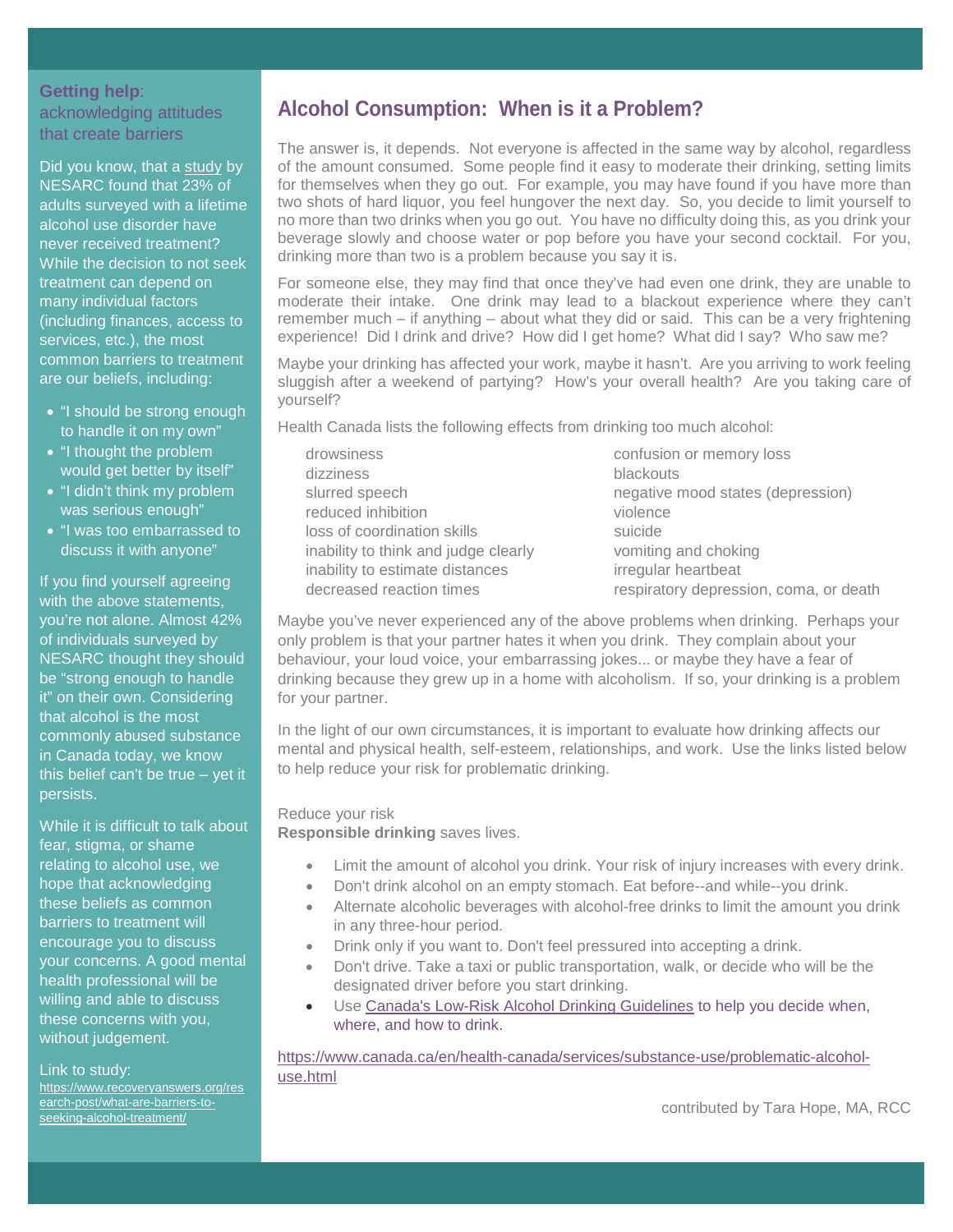## Alcohol Consumption: When is it a Problem?

The answer is, it depends. Not everyone is affected in the same way by alcohol, regardless of the amount consumed. Some people find it easy to moderate their drinking, setting limits for themselves when they go out. For example, you may have found if you have more than two shots of hard liquor, you feel hungover the next day. So, you decide to limit yourself to no more than two drinks when you go out. You have no difficulty doing this, as you drink your beverage slowly and choose water or pop before you have your second cocktail. For you, drinking more than two is a problem because you say it is.

For someone else, they may find that once they've had even one drink, they are unable to moderate their intake. One drink may lead to a blackout experience where they can't remember much – if anything – about what they did or said. This can be a very frightening experience! Did I drink and drive? How did I get home? What did I say? Who saw me?

Maybe your drinking has affected your work, maybe it hasn't. Are you arriving to work feeling sluggish after a weekend of partying? How's your overall health? Are you taking care of yourself?

Health Canada lists the following effects from drinking too much alcohol:

- drowsiness
- dizziness
- slurred speech
- reduced inhibition
- loss of coordination skills
- inability to think and judge clearly
- inability to estimate distances
- decreased reaction times
- confusion or memory loss
- blackouts
- negative mood states (depression)
- violence
- suicide
- vomiting and choking
- irregular heartbeat
- respiratory depression, coma, or death

Maybe you've never experienced any of the above problems when drinking. Perhaps your only problem is that your partner hates it when you drink. They complain about your behaviour, your loud voice, your embarrassing jokes... or maybe they have a fear of drinking because they grew up in a home with alcoholism. If so, your drinking is a problem for your partner.

In the light of our own circumstances, it is important to evaluate how drinking affects our mental and physical health, self-esteem, relationships, and work. Use the links listed below to help reduce your risk for problematic drinking.

Reduce your risk
**Responsible drinking** saves lives.

- Limit the amount of alcohol you drink. Your risk of injury increases with every drink.
- Don't drink alcohol on an empty stomach. Eat before--and while--you drink.
- Alternate alcoholic beverages with alcohol-free drinks to limit the amount you drink in any three-hour period.
- Drink only if you want to. Don't feel pressured into accepting a drink.
- Don't drive. Take a taxi or public transportation, walk, or decide who will be the designated driver before you start drinking.
- Use Canada's Low-Risk Alcohol Drinking Guidelines to help you decide when, where, and how to drink.

https://www.canada.ca/en/health-canada/services/substance-use/problematic-alcohol-use.html

contributed by Tara Hope, MA, RCC

---

**Getting help**: acknowledging attitudes that create barriers

Did you know, that a study by NESARC found that 23% of adults surveyed with a lifetime alcohol use disorder have never received treatment? While the decision to not seek treatment can depend on many individual factors (including finances, access to services, etc.), the most common barriers to treatment are our beliefs, including:

- "I should be strong enough to handle it on my own"
- "I thought the problem would get better by itself"
- "I didn't think my problem was serious enough"
- "I was too embarrassed to discuss it with anyone"

If you find yourself agreeing with the above statements, you're not alone. Almost 42% of individuals surveyed by NESARC thought they should be "strong enough to handle it" on their own. Considering that alcohol is the most commonly abused substance in Canada today, we know this belief can't be true – yet it persists.

While it is difficult to talk about fear, stigma, or shame relating to alcohol use, we hope that acknowledging these beliefs as common barriers to treatment will encourage you to discuss your concerns. A good mental health professional will be willing and able to discuss these concerns with you, without judgement.

Link to study:
https://www.recoveryanswers.org/research-post/what-are-barriers-to-seeking-alcohol-treatment/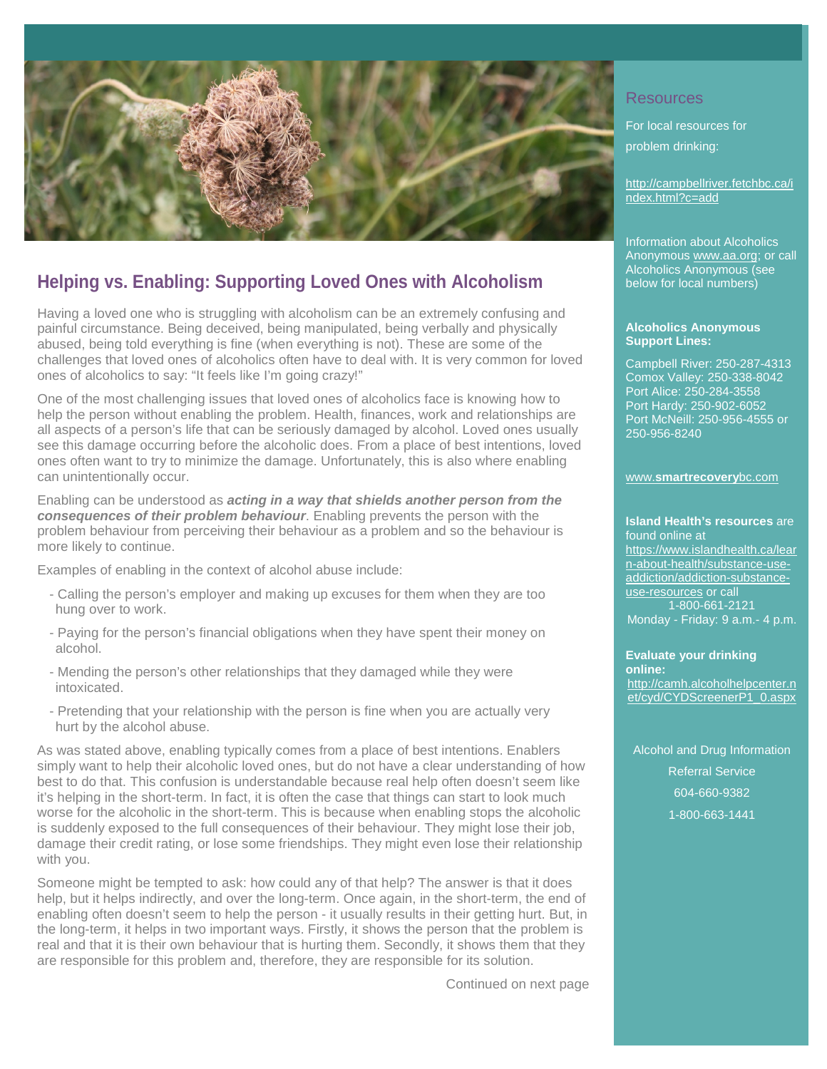## Helping vs. Enabling: Supporting Loved Ones with Alcoholism

Having a loved one who is struggling with alcoholism can be an extremely confusing and painful circumstance. Being deceived, being manipulated, being verbally and physically abused, being told everything is fine (when everything is not). These are some of the challenges that loved ones of alcoholics often have to deal with. It is very common for loved ones of alcoholics to say: "It feels like I'm going crazy!"

One of the most challenging issues that loved ones of alcoholics face is knowing how to help the person without enabling the problem. Health, finances, work and relationships are all aspects of a person's life that can be seriously damaged by alcohol. Loved ones usually see this damage occurring before the alcoholic does. From a place of best intentions, loved ones often want to try to minimize the damage. Unfortunately, this is also where enabling can unintentionally occur.

Enabling can be understood as ***acting in a way that shields another person from the consequences of their problem behaviour***. Enabling prevents the person with the problem behaviour from perceiving their behaviour as a problem and so the behaviour is more likely to continue.

Examples of enabling in the context of alcohol abuse include:

- Calling the person's employer and making up excuses for them when they are too hung over to work.
- Paying for the person's financial obligations when they have spent their money on alcohol.
- Mending the person's other relationships that they damaged while they were intoxicated.
- Pretending that your relationship with the person is fine when you are actually very hurt by the alcohol abuse.

As was stated above, enabling typically comes from a place of best intentions. Enablers simply want to help their alcoholic loved ones, but do not have a clear understanding of how best to do that. This confusion is understandable because real help often doesn't seem like it's helping in the short-term. In fact, it is often the case that things can start to look much worse for the alcoholic in the short-term. This is because when enabling stops the alcoholic is suddenly exposed to the full consequences of their behaviour. They might lose their job, damage their credit rating, or lose some friendships. They might even lose their relationship with you.

Someone might be tempted to ask: how could any of that help? The answer is that it does help, but it helps indirectly, and over the long-term. Once again, in the short-term, the end of enabling often doesn't seem to help the person - it usually results in their getting hurt. But, in the long-term, it helps in two important ways. Firstly, it shows the person that the problem is real and that it is their own behaviour that is hurting them. Secondly, it shows them that they are responsible for this problem and, therefore, they are responsible for its solution.

Continued on next page

### Resources

For local resources for problem drinking:

http://campbellriver.fetchbc.ca/index.html?c=add

Information about Alcoholics Anonymous www.aa.org; or call Alcoholics Anonymous (see below for local numbers)

**Alcoholics Anonymous Support Lines:**

Campbell River: 250-287-4313
Comox Valley: 250-338-8042
Port Alice: 250-284-3558
Port Hardy: 250-902-6052
Port McNeill: 250-956-4555 or 250-956-8240

www.**smartrecovery**bc.com

**Island Health's resources** are found online at https://www.islandhealth.ca/learn-about-health/substance-use-addiction/addiction-substance-use-resources or call 1-800-661-2121 Monday - Friday: 9 a.m.- 4 p.m.

**Evaluate your drinking online:** http://camh.alcoholhelpcenter.net/cyd/CYDScreenerP1_0.aspx

Alcohol and Drug Information Referral Service
604-660-9382
1-800-663-1441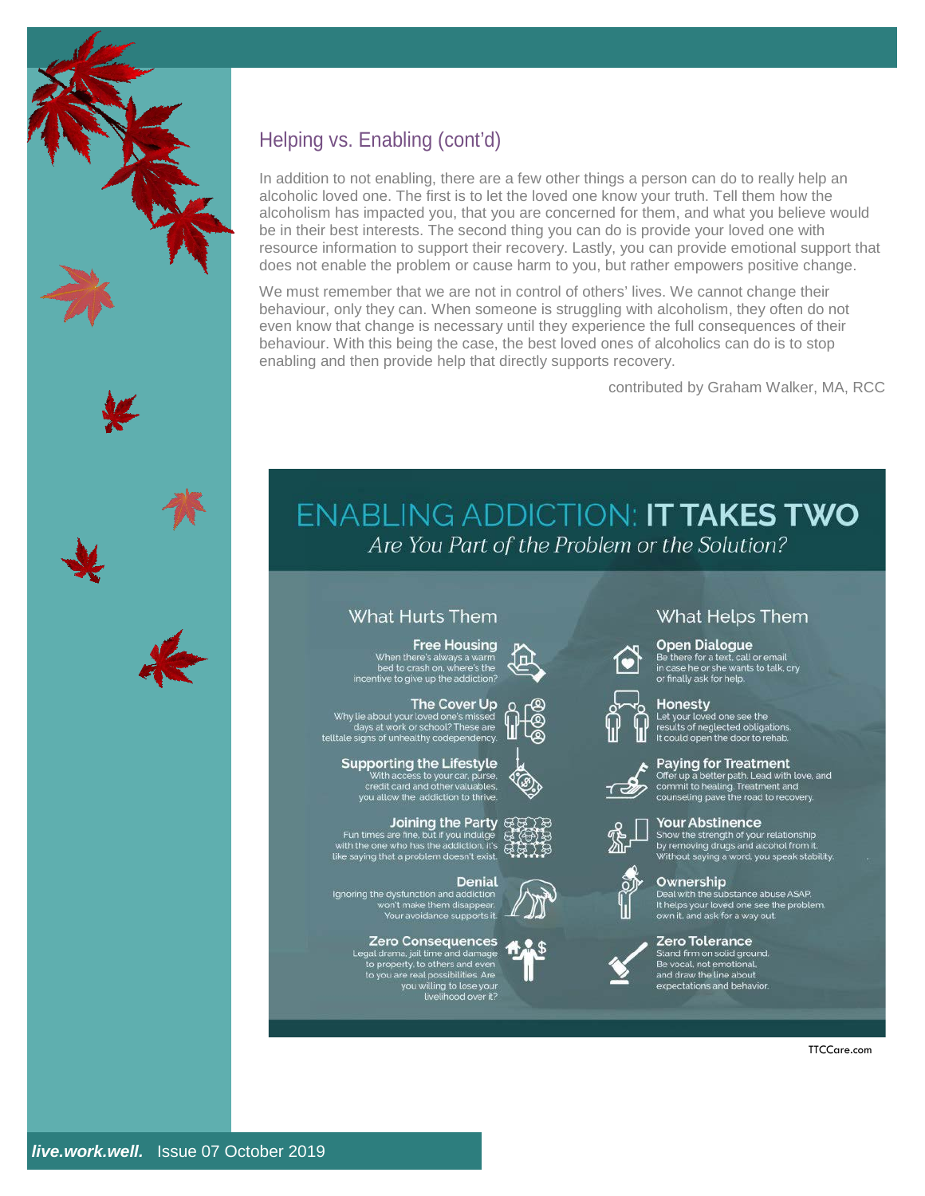## Helping vs. Enabling (cont'd)

In addition to not enabling, there are a few other things a person can do to really help an alcoholic loved one. The first is to let the loved one know your truth. Tell them how the alcoholism has impacted you, that you are concerned for them, and what you believe would be in their best interests. The second thing you can do is provide your loved one with resource information to support their recovery. Lastly, you can provide emotional support that does not enable the problem or cause harm to you, but rather empowers positive change.

We must remember that we are not in control of others' lives. We cannot change their behaviour, only they can. When someone is struggling with alcoholism, they often do not even know that change is necessary until they experience the full consequences of their behaviour. With this being the case, the best loved ones of alcoholics can do is to stop enabling and then provide help that directly supports recovery.

contributed by Graham Walker, MA, RCC

# ENABLING ADDICTION: **IT TAKES TWO**

*Are You Part of the Problem or the Solution?*

### What Hurts Them

**Free Housing**
When there's always a warm bed to crash on, where's the incentive to give up the addiction?

**The Cover Up**
Why lie about your loved one's missed days at work or school? These are telltale signs of unhealthy codependency.

**Supporting the Lifestyle**
With access to your car, purse, credit card and other valuables, you allow the addiction to thrive.

**Joining the Party**
Fun times are fine, but if you indulge with the one who has the addiction, it's like saying that a problem doesn't exist.

**Denial**
Ignoring the dysfunction and addiction won't make them disappear. Your avoidance supports it.

**Zero Consequences**
Legal drama, jail time and damage to property, to others and even to you are real possibilities. Are you willing to lose your livelihood over it?

### What Helps Them

**Open Dialogue**
Be there for a text, call or email in case he or she wants to talk, cry or finally ask for help.

**Honesty**
Let your loved one see the results of neglected obligations. It could open the door to rehab.

**Paying for Treatment**
Offer up a better path. Lead with love, and commit to healing. Treatment and counseling pave the road to recovery.

**Your Abstinence**
Show the strength of your relationship by removing drugs and alcohol from it. Without saying a word, you speak stability.

**Ownership**
Deal with the substance abuse ASAP. It helps your loved one see the problem, own it, and ask for a way out.

**Zero Tolerance**
Stand firm on solid ground. Be vocal, not emotional, and draw the line about expectations and behavior.

TTCCare.com